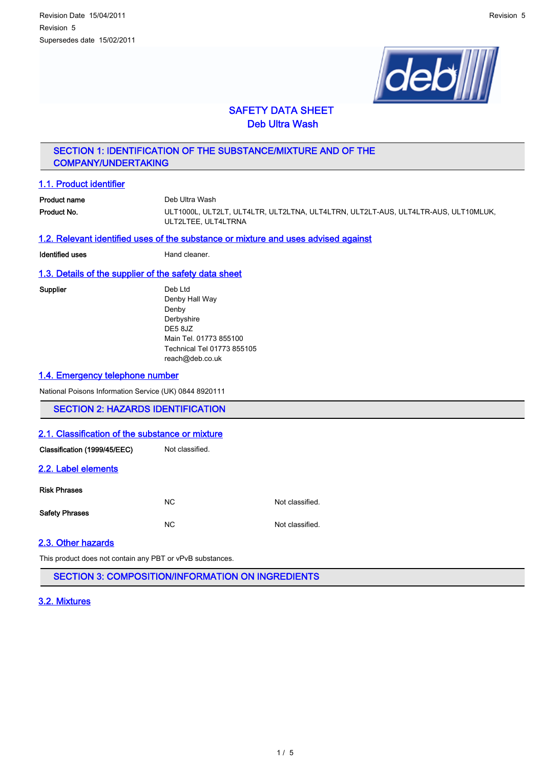Revision Date 15/04/2011

Revision 5

Supersedes date 15/02/2011

# SAFETY DATA SHEET
# Deb Ultra Wash

## SECTION 1: IDENTIFICATION OF THE SUBSTANCE/MIXTURE AND OF THE COMPANY/UNDERTAKING

### 1.1. Product identifier

**Product name** Deb Ultra Wash

**Product No.** ULT1000L, ULT2LT, ULT4LTR, ULT2LTNA, ULT4LTRN, ULT2LT-AUS, ULT4LTR-AUS, ULT10MLUK, ULT2LTEE, ULT4LTRNA

### 1.2. Relevant identified uses of the substance or mixture and uses advised against

**Identified uses** Hand cleaner.

### 1.3. Details of the supplier of the safety data sheet

**Supplier**

Deb Ltd
Denby Hall Way
Denby
Derbyshire
DE5 8JZ
Main Tel. 01773 855100
Technical Tel 01773 855105
reach@deb.co.uk

### 1.4. Emergency telephone number

National Poisons Information Service (UK) 0844 8920111

## SECTION 2: HAZARDS IDENTIFICATION

### 2.1. Classification of the substance or mixture

**Classification (1999/45/EEC)** Not classified.

### 2.2. Label elements

**Risk Phrases**

NC Not classified.

**Safety Phrases**

NC Not classified.

### 2.3. Other hazards

This product does not contain any PBT or vPvB substances.

## SECTION 3: COMPOSITION/INFORMATION ON INGREDIENTS

### 3.2. Mixtures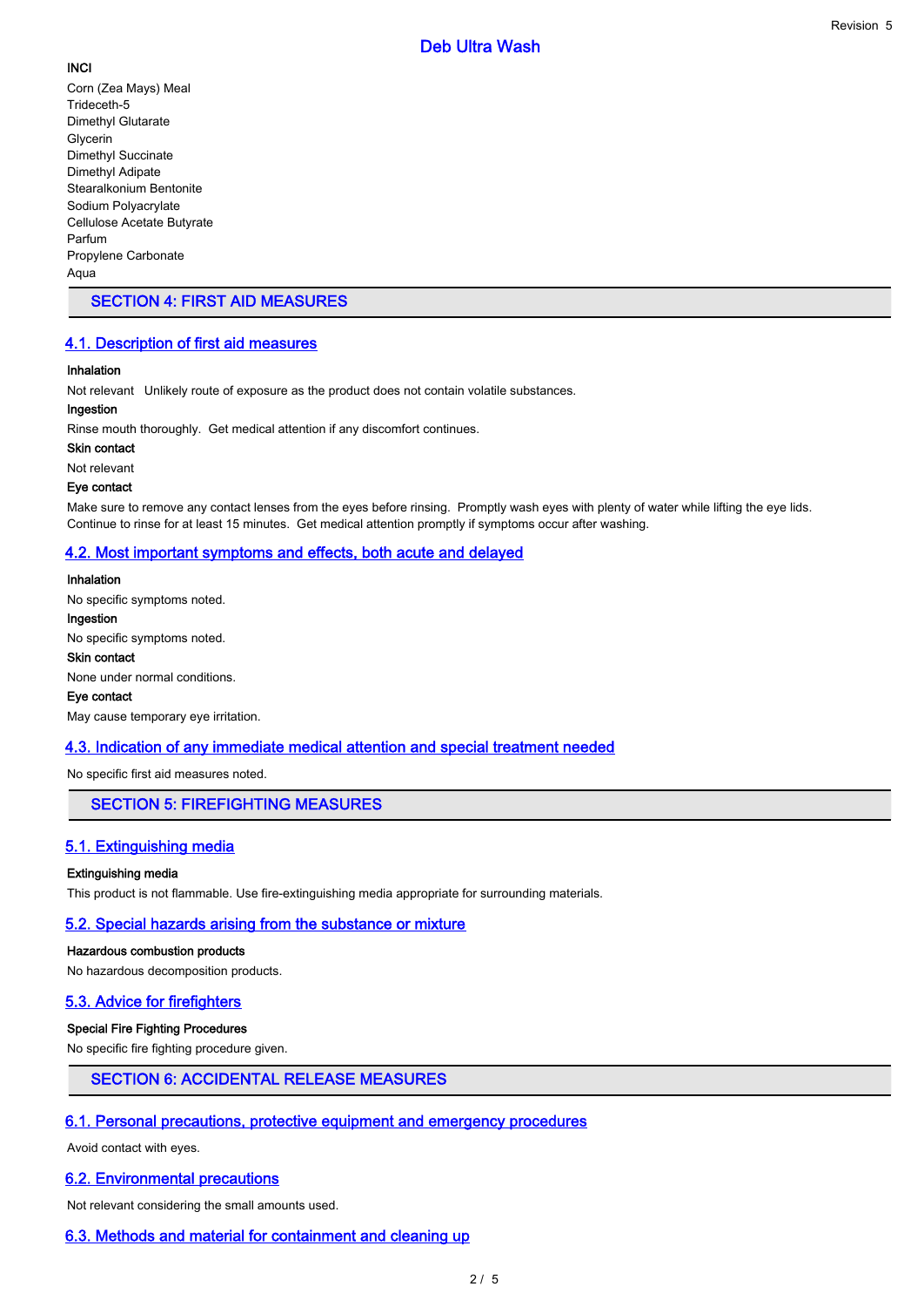**INCI**

Corn (Zea Mays) Meal
Trideceth-5
Dimethyl Glutarate
Glycerin
Dimethyl Succinate
Dimethyl Adipate
Stearalkonium Bentonite
Sodium Polyacrylate
Cellulose Acetate Butyrate
Parfum
Propylene Carbonate
Aqua

## SECTION 4: FIRST AID MEASURES

### 4.1. Description of first aid measures

**Inhalation**

Not relevant Unlikely route of exposure as the product does not contain volatile substances.

**Ingestion**

Rinse mouth thoroughly. Get medical attention if any discomfort continues.

**Skin contact**

Not relevant

**Eye contact**

Make sure to remove any contact lenses from the eyes before rinsing. Promptly wash eyes with plenty of water while lifting the eye lids. Continue to rinse for at least 15 minutes. Get medical attention promptly if symptoms occur after washing.

### 4.2. Most important symptoms and effects, both acute and delayed

**Inhalation**

No specific symptoms noted.

**Ingestion**

No specific symptoms noted.

**Skin contact**

None under normal conditions.

**Eye contact**

May cause temporary eye irritation.

### 4.3. Indication of any immediate medical attention and special treatment needed

No specific first aid measures noted.

## SECTION 5: FIREFIGHTING MEASURES

### 5.1. Extinguishing media

**Extinguishing media**

This product is not flammable. Use fire-extinguishing media appropriate for surrounding materials.

### 5.2. Special hazards arising from the substance or mixture

**Hazardous combustion products**

No hazardous decomposition products.

### 5.3. Advice for firefighters

**Special Fire Fighting Procedures**

No specific fire fighting procedure given.

## SECTION 6: ACCIDENTAL RELEASE MEASURES

### 6.1. Personal precautions, protective equipment and emergency procedures

Avoid contact with eyes.

### 6.2. Environmental precautions

Not relevant considering the small amounts used.

### 6.3. Methods and material for containment and cleaning up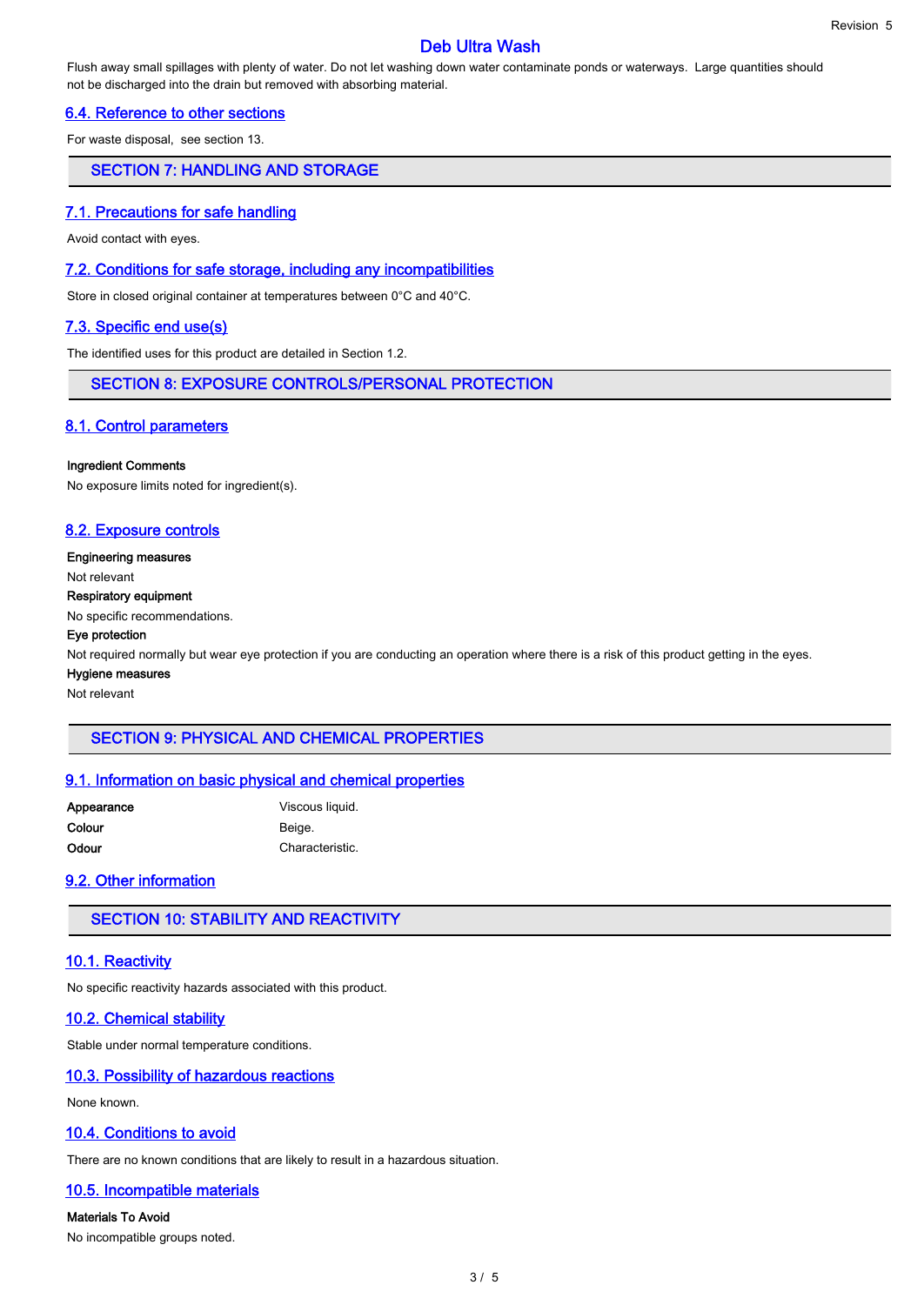Flush away small spillages with plenty of water. Do not let washing down water contaminate ponds or waterways. Large quantities should not be discharged into the drain but removed with absorbing material.

### 6.4. Reference to other sections

For waste disposal, see section 13.

## SECTION 7: HANDLING AND STORAGE

### 7.1. Precautions for safe handling

Avoid contact with eyes.

### 7.2. Conditions for safe storage, including any incompatibilities

Store in closed original container at temperatures between 0°C and 40°C.

### 7.3. Specific end use(s)

The identified uses for this product are detailed in Section 1.2.

## SECTION 8: EXPOSURE CONTROLS/PERSONAL PROTECTION

### 8.1. Control parameters

**Ingredient Comments**

No exposure limits noted for ingredient(s).

### 8.2. Exposure controls

**Engineering measures**

Not relevant

**Respiratory equipment**

No specific recommendations.

**Eye protection**

Not required normally but wear eye protection if you are conducting an operation where there is a risk of this product getting in the eyes.

**Hygiene measures**

Not relevant

## SECTION 9: PHYSICAL AND CHEMICAL PROPERTIES

### 9.1. Information on basic physical and chemical properties

| | |
|---|---|
| **Appearance** | Viscous liquid. |
| **Colour** | Beige. |
| **Odour** | Characteristic. |

### 9.2. Other information

## SECTION 10: STABILITY AND REACTIVITY

### 10.1. Reactivity

No specific reactivity hazards associated with this product.

### 10.2. Chemical stability

Stable under normal temperature conditions.

### 10.3. Possibility of hazardous reactions

None known.

### 10.4. Conditions to avoid

There are no known conditions that are likely to result in a hazardous situation.

### 10.5. Incompatible materials

**Materials To Avoid**

No incompatible groups noted.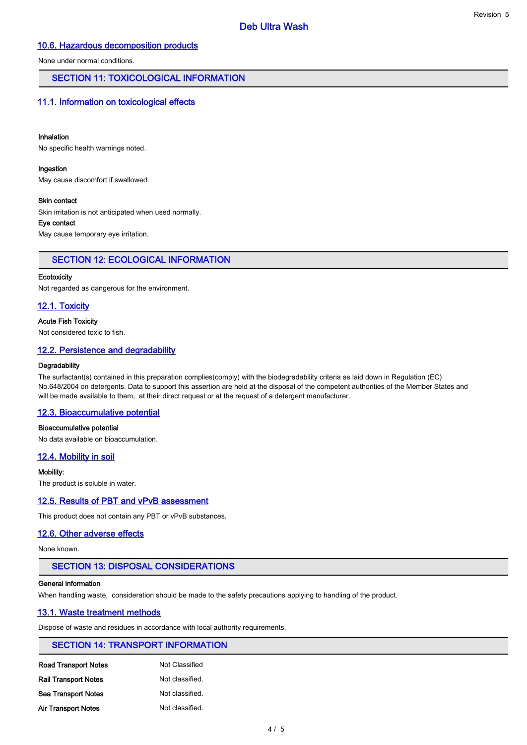### 10.6. Hazardous decomposition products

None under normal conditions.

## SECTION 11: TOXICOLOGICAL INFORMATION

### 11.1. Information on toxicological effects

**Inhalation**

No specific health warnings noted.

**Ingestion**

May cause discomfort if swallowed.

**Skin contact**

Skin irritation is not anticipated when used normally.

**Eye contact**

May cause temporary eye irritation.

## SECTION 12: ECOLOGICAL INFORMATION

**Ecotoxicity**

Not regarded as dangerous for the environment.

### 12.1. Toxicity

**Acute Fish Toxicity**

Not considered toxic to fish.

### 12.2. Persistence and degradability

**Degradability**

The surfactant(s) contained in this preparation complies(comply) with the biodegradability criteria as laid down in Regulation (EC) No.648/2004 on detergents. Data to support this assertion are held at the disposal of the competent authorities of the Member States and will be made available to them, at their direct request or at the request of a detergent manufacturer.

### 12.3. Bioaccumulative potential

**Bioaccumulative potential**

No data available on bioaccumulation.

### 12.4. Mobility in soil

**Mobility:**

The product is soluble in water.

### 12.5. Results of PBT and vPvB assessment

This product does not contain any PBT or vPvB substances.

### 12.6. Other adverse effects

None known.

## SECTION 13: DISPOSAL CONSIDERATIONS

**General information**

When handling waste, consideration should be made to the safety precautions applying to handling of the product.

### 13.1. Waste treatment methods

Dispose of waste and residues in accordance with local authority requirements.

## SECTION 14: TRANSPORT INFORMATION

| | |
|---|---|
| **Road Transport Notes** | Not Classified |
| **Rail Transport Notes** | Not classified. |
| **Sea Transport Notes** | Not classified. |
| **Air Transport Notes** | Not classified. |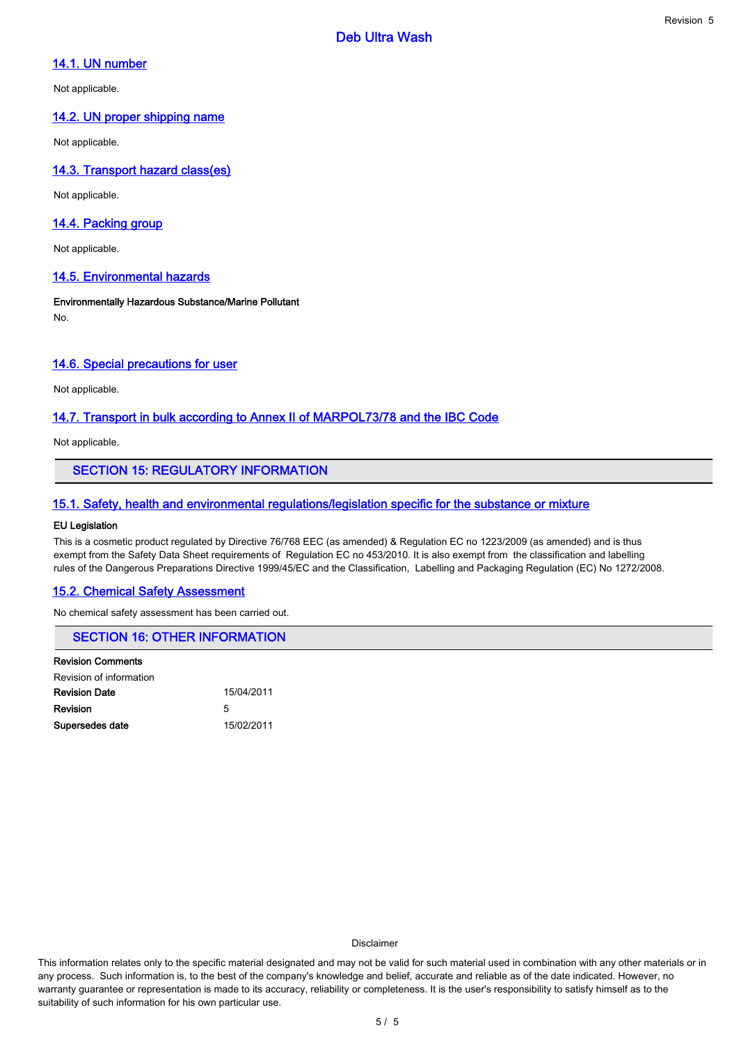### 14.1. UN number

Not applicable.

### 14.2. UN proper shipping name

Not applicable.

### 14.3. Transport hazard class(es)

Not applicable.

### 14.4. Packing group

Not applicable.

### 14.5. Environmental hazards

**Environmentally Hazardous Substance/Marine Pollutant**

No.

### 14.6. Special precautions for user

Not applicable.

### 14.7. Transport in bulk according to Annex II of MARPOL73/78 and the IBC Code

Not applicable.

## SECTION 15: REGULATORY INFORMATION

### 15.1. Safety, health and environmental regulations/legislation specific for the substance or mixture

**EU Legislation**

This is a cosmetic product regulated by Directive 76/768 EEC (as amended) & Regulation EC no 1223/2009 (as amended) and is thus exempt from the Safety Data Sheet requirements of Regulation EC no 453/2010. It is also exempt from the classification and labelling rules of the Dangerous Preparations Directive 1999/45/EC and the Classification, Labelling and Packaging Regulation (EC) No 1272/2008.

### 15.2. Chemical Safety Assessment

No chemical safety assessment has been carried out.

## SECTION 16: OTHER INFORMATION

**Revision Comments**

Revision of information

| | |
|---|---|
| **Revision Date** | 15/04/2011 |
| **Revision** | 5 |
| **Supersedes date** | 15/02/2011 |

Disclaimer

This information relates only to the specific material designated and may not be valid for such material used in combination with any other materials or in any process. Such information is, to the best of the company's knowledge and belief, accurate and reliable as of the date indicated. However, no warranty guarantee or representation is made to its accuracy, reliability or completeness. It is the user's responsibility to satisfy himself as to the suitability of such information for his own particular use.